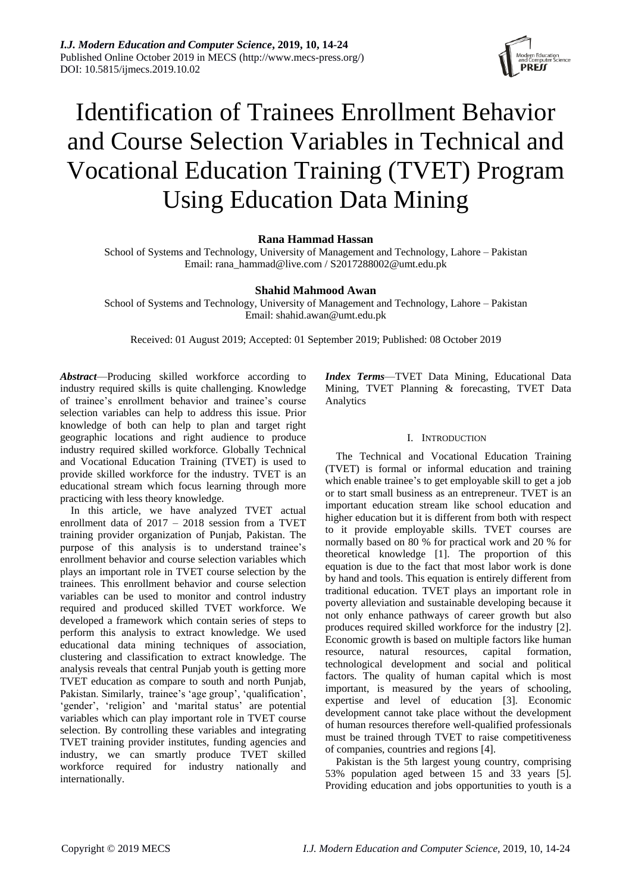# Identification of Trainees Enrollment Behavior and Course Selection Variables in Technical and Vocational Education Training (TVET) Program Using Education Data Mining

**Rana Hammad Hassan**
School of Systems and Technology, University of Management and Technology, Lahore – Pakistan
Email: rana_hammad@live.com / S2017288002@umt.edu.pk

**Shahid Mahmood Awan**
School of Systems and Technology, University of Management and Technology, Lahore – Pakistan
Email: shahid.awan@umt.edu.pk

Received: 01 August 2019; Accepted: 01 September 2019; Published: 08 October 2019

***Abstract***—Producing skilled workforce according to industry required skills is quite challenging. Knowledge of trainee's enrollment behavior and trainee's course selection variables can help to address this issue. Prior knowledge of both can help to plan and target right geographic locations and right audience to produce industry required skilled workforce. Globally Technical and Vocational Education Training (TVET) is used to provide skilled workforce for the industry. TVET is an educational stream which focus learning through more practicing with less theory knowledge.

In this article, we have analyzed TVET actual enrollment data of 2017 – 2018 session from a TVET training provider organization of Punjab, Pakistan. The purpose of this analysis is to understand trainee's enrollment behavior and course selection variables which plays an important role in TVET course selection by the trainees. This enrollment behavior and course selection variables can be used to monitor and control industry required and produced skilled TVET workforce. We developed a framework which contain series of steps to perform this analysis to extract knowledge. We used educational data mining techniques of association, clustering and classification to extract knowledge. The analysis reveals that central Punjab youth is getting more TVET education as compare to south and north Punjab, Pakistan. Similarly, trainee's 'age group', 'qualification', 'gender', 'religion' and 'marital status' are potential variables which can play important role in TVET course selection. By controlling these variables and integrating TVET training provider institutes, funding agencies and industry, we can smartly produce TVET skilled workforce required for industry nationally and internationally.

***Index Terms***—TVET Data Mining, Educational Data Mining, TVET Planning & forecasting, TVET Data Analytics

## I. Introduction

The Technical and Vocational Education Training (TVET) is formal or informal education and training which enable trainee's to get employable skill to get a job or to start small business as an entrepreneur. TVET is an important education stream like school education and higher education but it is different from both with respect to it provide employable skills. TVET courses are normally based on 80 % for practical work and 20 % for theoretical knowledge [1]. The proportion of this equation is due to the fact that most labor work is done by hand and tools. This equation is entirely different from traditional education. TVET plays an important role in poverty alleviation and sustainable developing because it not only enhance pathways of career growth but also produces required skilled workforce for the industry [2]. Economic growth is based on multiple factors like human resource, natural resources, capital formation, technological development and social and political factors. The quality of human capital which is most important, is measured by the years of schooling, expertise and level of education [3]. Economic development cannot take place without the development of human resources therefore well-qualified professionals must be trained through TVET to raise competitiveness of companies, countries and regions [4].

Pakistan is the 5th largest young country, comprising 53% population aged between 15 and 33 years [5]. Providing education and jobs opportunities to youth is a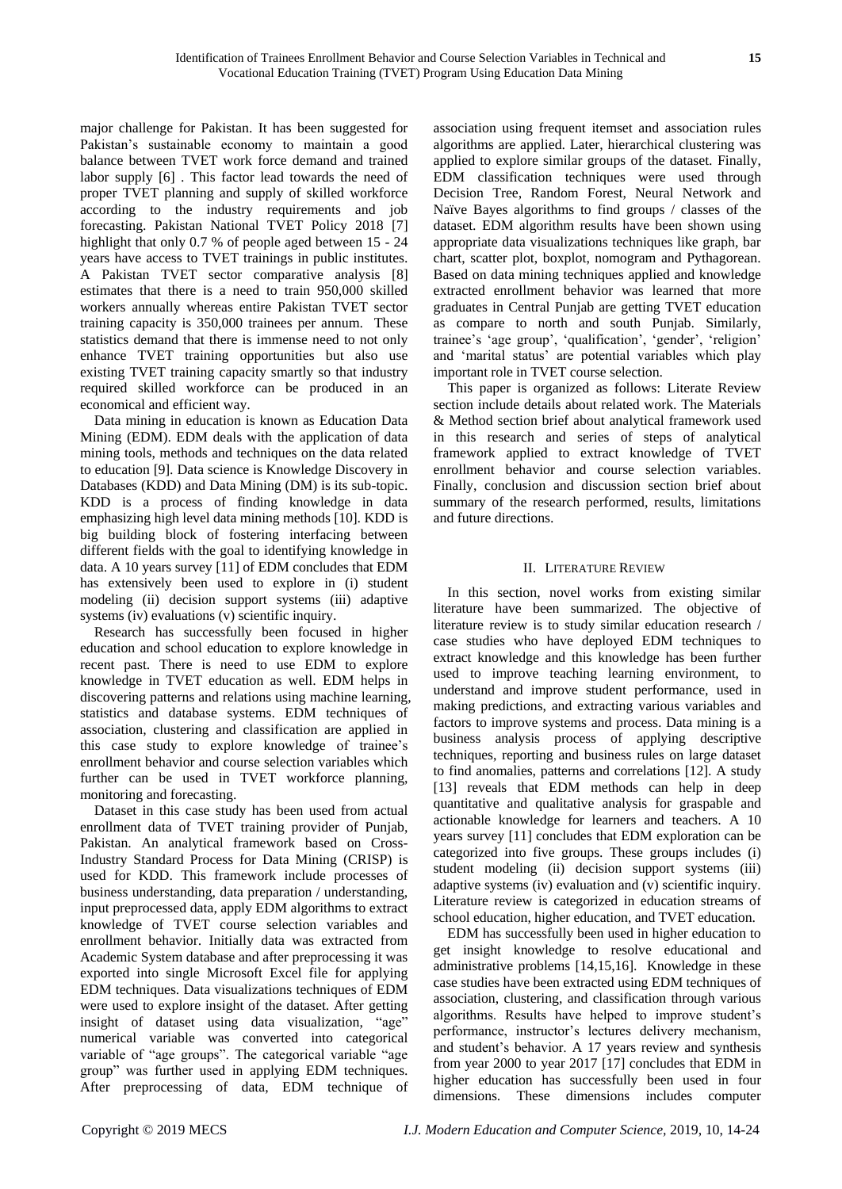major challenge for Pakistan. It has been suggested for Pakistan's sustainable economy to maintain a good balance between TVET work force demand and trained labor supply [6] . This factor lead towards the need of proper TVET planning and supply of skilled workforce according to the industry requirements and job forecasting. Pakistan National TVET Policy 2018 [7] highlight that only 0.7 % of people aged between 15 - 24 years have access to TVET trainings in public institutes. A Pakistan TVET sector comparative analysis [8] estimates that there is a need to train 950,000 skilled workers annually whereas entire Pakistan TVET sector training capacity is 350,000 trainees per annum. These statistics demand that there is immense need to not only enhance TVET training opportunities but also use existing TVET training capacity smartly so that industry required skilled workforce can be produced in an economical and efficient way.

Data mining in education is known as Education Data Mining (EDM). EDM deals with the application of data mining tools, methods and techniques on the data related to education [9]. Data science is Knowledge Discovery in Databases (KDD) and Data Mining (DM) is its sub-topic. KDD is a process of finding knowledge in data emphasizing high level data mining methods [10]. KDD is big building block of fostering interfacing between different fields with the goal to identifying knowledge in data. A 10 years survey [11] of EDM concludes that EDM has extensively been used to explore in (i) student modeling (ii) decision support systems (iii) adaptive systems (iv) evaluations (v) scientific inquiry.

Research has successfully been focused in higher education and school education to explore knowledge in recent past. There is need to use EDM to explore knowledge in TVET education as well. EDM helps in discovering patterns and relations using machine learning, statistics and database systems. EDM techniques of association, clustering and classification are applied in this case study to explore knowledge of trainee's enrollment behavior and course selection variables which further can be used in TVET workforce planning, monitoring and forecasting.

Dataset in this case study has been used from actual enrollment data of TVET training provider of Punjab, Pakistan. An analytical framework based on Cross-Industry Standard Process for Data Mining (CRISP) is used for KDD. This framework include processes of business understanding, data preparation / understanding, input preprocessed data, apply EDM algorithms to extract knowledge of TVET course selection variables and enrollment behavior. Initially data was extracted from Academic System database and after preprocessing it was exported into single Microsoft Excel file for applying EDM techniques. Data visualizations techniques of EDM were used to explore insight of the dataset. After getting insight of dataset using data visualization, "age" numerical variable was converted into categorical variable of "age groups". The categorical variable "age group" was further used in applying EDM techniques. After preprocessing of data, EDM technique of association using frequent itemset and association rules algorithms are applied. Later, hierarchical clustering was applied to explore similar groups of the dataset. Finally, EDM classification techniques were used through Decision Tree, Random Forest, Neural Network and Naïve Bayes algorithms to find groups / classes of the dataset. EDM algorithm results have been shown using appropriate data visualizations techniques like graph, bar chart, scatter plot, boxplot, nomogram and Pythagorean. Based on data mining techniques applied and knowledge extracted enrollment behavior was learned that more graduates in Central Punjab are getting TVET education as compare to north and south Punjab. Similarly, trainee's 'age group', 'qualification', 'gender', 'religion' and 'marital status' are potential variables which play important role in TVET course selection.

This paper is organized as follows: Literate Review section include details about related work. The Materials & Method section brief about analytical framework used in this research and series of steps of analytical framework applied to extract knowledge of TVET enrollment behavior and course selection variables. Finally, conclusion and discussion section brief about summary of the research performed, results, limitations and future directions.

## II. Literature Review

In this section, novel works from existing similar literature have been summarized. The objective of literature review is to study similar education research / case studies who have deployed EDM techniques to extract knowledge and this knowledge has been further used to improve teaching learning environment, to understand and improve student performance, used in making predictions, and extracting various variables and factors to improve systems and process. Data mining is a business analysis process of applying descriptive techniques, reporting and business rules on large dataset to find anomalies, patterns and correlations [12]. A study [13] reveals that EDM methods can help in deep quantitative and qualitative analysis for graspable and actionable knowledge for learners and teachers. A 10 years survey [11] concludes that EDM exploration can be categorized into five groups. These groups includes (i) student modeling (ii) decision support systems (iii) adaptive systems (iv) evaluation and (v) scientific inquiry. Literature review is categorized in education streams of school education, higher education, and TVET education.

EDM has successfully been used in higher education to get insight knowledge to resolve educational and administrative problems [14,15,16]. Knowledge in these case studies have been extracted using EDM techniques of association, clustering, and classification through various algorithms. Results have helped to improve student's performance, instructor's lectures delivery mechanism, and student's behavior. A 17 years review and synthesis from year 2000 to year 2017 [17] concludes that EDM in higher education has successfully been used in four dimensions. These dimensions includes computer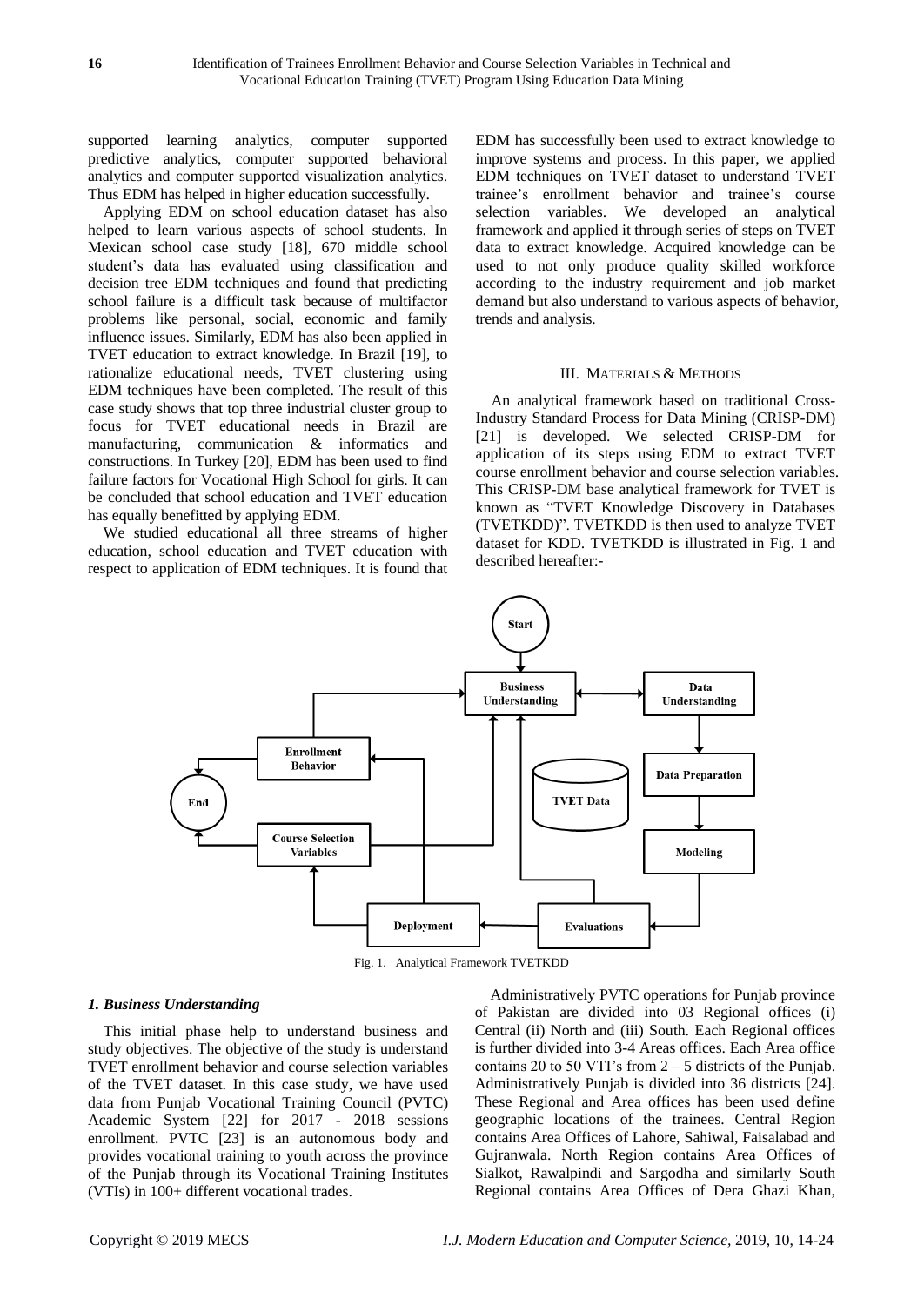supported learning analytics, computer supported predictive analytics, computer supported behavioral analytics and computer supported visualization analytics. Thus EDM has helped in higher education successfully.

Applying EDM on school education dataset has also helped to learn various aspects of school students. In Mexican school case study [18], 670 middle school student's data has evaluated using classification and decision tree EDM techniques and found that predicting school failure is a difficult task because of multifactor problems like personal, social, economic and family influence issues. Similarly, EDM has also been applied in TVET education to extract knowledge. In Brazil [19], to rationalize educational needs, TVET clustering using EDM techniques have been completed. The result of this case study shows that top three industrial cluster group to focus for TVET educational needs in Brazil are manufacturing, communication & informatics and constructions. In Turkey [20], EDM has been used to find failure factors for Vocational High School for girls. It can be concluded that school education and TVET education has equally benefitted by applying EDM.

We studied educational all three streams of higher education, school education and TVET education with respect to application of EDM techniques. It is found that EDM has successfully been used to extract knowledge to improve systems and process. In this paper, we applied EDM techniques on TVET dataset to understand TVET trainee's enrollment behavior and trainee's course selection variables. We developed an analytical framework and applied it through series of steps on TVET data to extract knowledge. Acquired knowledge can be used to not only produce quality skilled workforce according to the industry requirement and job market demand but also understand to various aspects of behavior, trends and analysis.

## III. Materials & Methods

An analytical framework based on traditional Cross-Industry Standard Process for Data Mining (CRISP-DM) [21] is developed. We selected CRISP-DM for application of its steps using EDM to extract TVET course enrollment behavior and course selection variables. This CRISP-DM base analytical framework for TVET is known as "TVET Knowledge Discovery in Databases (TVETKDD)". TVETKDD is then used to analyze TVET dataset for KDD. TVETKDD is illustrated in Fig. 1 and described hereafter:-

Fig. 1. Analytical Framework TVETKDD

### *1. Business Understanding*

This initial phase help to understand business and study objectives. The objective of the study is understand TVET enrollment behavior and course selection variables of the TVET dataset. In this case study, we have used data from Punjab Vocational Training Council (PVTC) Academic System [22] for 2017 - 2018 sessions enrollment. PVTC [23] is an autonomous body and provides vocational training to youth across the province of the Punjab through its Vocational Training Institutes (VTIs) in 100+ different vocational trades.

Administratively PVTC operations for Punjab province of Pakistan are divided into 03 Regional offices (i) Central (ii) North and (iii) South. Each Regional offices is further divided into 3-4 Areas offices. Each Area office contains 20 to 50 VTI's from 2 – 5 districts of the Punjab. Administratively Punjab is divided into 36 districts [24]. These Regional and Area offices has been used define geographic locations of the trainees. Central Region contains Area Offices of Lahore, Sahiwal, Faisalabad and Gujranwala. North Region contains Area Offices of Sialkot, Rawalpindi and Sargodha and similarly South Regional contains Area Offices of Dera Ghazi Khan,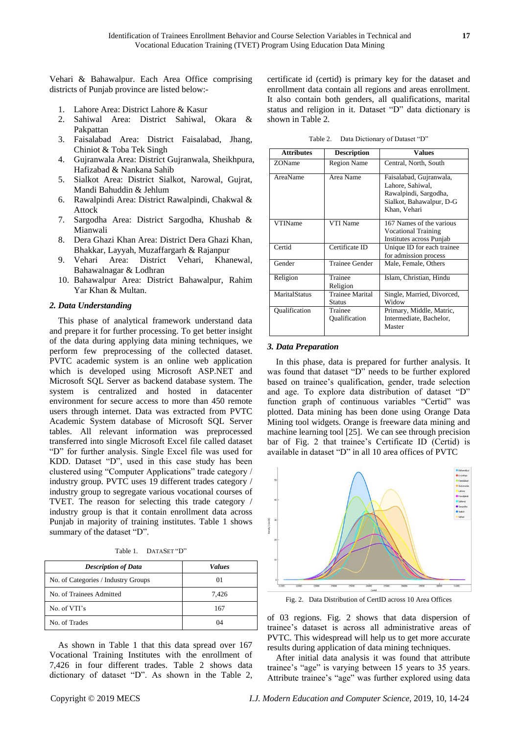Vehari & Bahawalpur. Each Area Office comprising districts of Punjab province are listed below:-

1. Lahore Area: District Lahore & Kasur
2. Sahiwal Area: District Sahiwal, Okara & Pakpattan
3. Faisalabad Area: District Faisalabad, Jhang, Chiniot & Toba Tek Singh
4. Gujranwala Area: District Gujranwala, Sheikhpura, Hafizabad & Nankana Sahib
5. Sialkot Area: District Sialkot, Narowal, Gujrat, Mandi Bahuddin & Jehlum
6. Rawalpindi Area: District Rawalpindi, Chakwal & Attock
7. Sargodha Area: District Sargodha, Khushab & Mianwali
8. Dera Ghazi Khan Area: District Dera Ghazi Khan, Bhakkar, Layyah, Muzaffargarh & Rajanpur
9. Vehari Area: District Vehari, Khanewal, Bahawalnagar & Lodhran
10. Bahawalpur Area: District Bahawalpur, Rahim Yar Khan & Multan.

### *2. Data Understanding*

This phase of analytical framework understand data and prepare it for further processing. To get better insight of the data during applying data mining techniques, we perform few preprocessing of the collected dataset. PVTC academic system is an online web application which is developed using Microsoft ASP.NET and Microsoft SQL Server as backend database system. The system is centralized and hosted in datacenter environment for secure access to more than 450 remote users through internet. Data was extracted from PVTC Academic System database of Microsoft SQL Server tables. All relevant information was preprocessed transferred into single Microsoft Excel file called dataset "D" for further analysis. Single Excel file was used for KDD. Dataset "D", used in this case study has been clustered using "Computer Applications" trade category / industry group. PVTC uses 19 different trades category / industry group to segregate various vocational courses of TVET. The reason for selecting this trade category / industry group is that it contain enrollment data across Punjab in majority of training institutes. Table 1 shows summary of the dataset "D".

Table 1. DATASET "D"

| *Description of Data* | *Values* |
|---|---|
| No. of Categories / Industry Groups | 01 |
| No. of Trainees Admitted | 7,426 |
| No. of VTI's | 167 |
| No. of Trades | 04 |

As shown in Table 1 that this data spread over 167 Vocational Training Institutes with the enrollment of 7,426 in four different trades. Table 2 shows data dictionary of dataset "D". As shown in the Table 2, certificate id (certid) is primary key for the dataset and enrollment data contain all regions and areas enrollment. It also contain both genders, all qualifications, marital status and religion in it. Dataset "D" data dictionary is shown in Table 2.

Table 2. Data Dictionary of Dataset "D"

| Attributes | Description | Values |
|---|---|---|
| ZOName | Region Name | Central, North, South |
| AreaName | Area Name | Faisalabad, Gujranwala, Lahore, Sahiwal, Rawalpindi, Sargodha, Sialkot, Bahawalpur, D-G Khan, Vehari |
| VTIName | VTI Name | 167 Names of the various Vocational Training Institutes across Punjab |
| Certid | Certificate ID | Unique ID for each trainee for admission process |
| Gender | Trainee Gender | Male, Female, Others |
| Religion | Trainee Religion | Islam, Christian, Hindu |
| MaritalStatus | Trainee Marital Status | Single, Married, Divorced, Widow |
| Qualification | Trainee Qualification | Primary, Middle, Matric, Intermediate, Bachelor, Master |

### *3. Data Preparation*

In this phase, data is prepared for further analysis. It was found that dataset "D" needs to be further explored based on trainee's qualification, gender, trade selection and age. To explore data distribution of dataset "D" function graph of continuous variables "Certid" was plotted. Data mining has been done using Orange Data Mining tool widgets. Orange is freeware data mining and machine learning tool [25]. We can see through precision bar of Fig. 2 that trainee's Certificate ID (Certid) is available in dataset "D" in all 10 area offices of PVTC

Fig. 2. Data Distribution of CertID across 10 Area Offices

of 03 regions. Fig. 2 shows that data dispersion of trainee's dataset is across all administrative areas of PVTC. This widespread will help us to get more accurate results during application of data mining techniques.

After initial data analysis it was found that attribute trainee's "age" is varying between 15 years to 35 years. Attribute trainee's "age" was further explored using data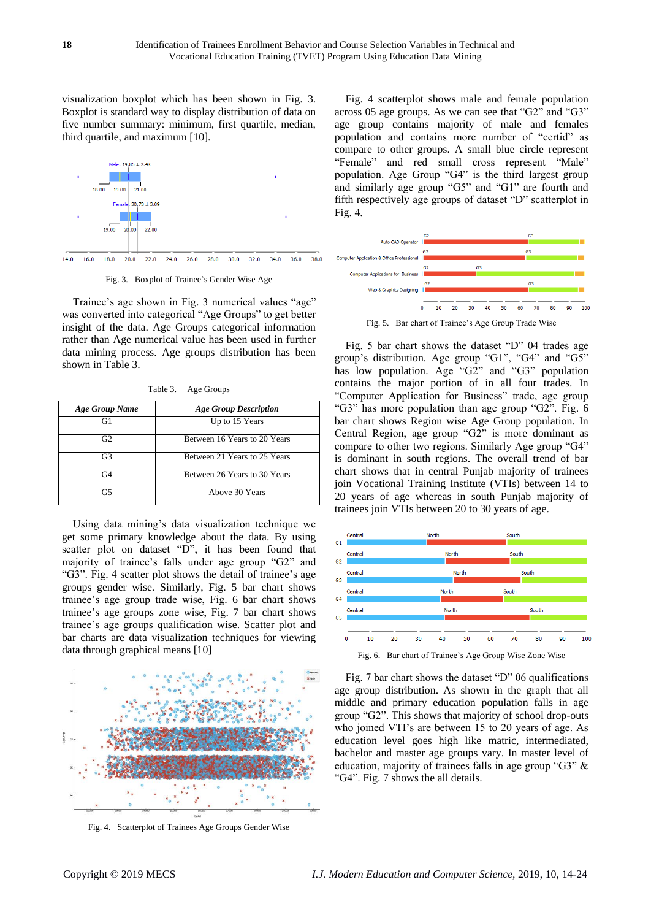visualization boxplot which has been shown in Fig. 3. Boxplot is standard way to display distribution of data on five number summary: minimum, first quartile, median, third quartile, and maximum [10].

Fig. 3. Boxplot of Trainee's Gender Wise Age

Trainee's age shown in Fig. 3 numerical values "age" was converted into categorical "Age Groups" to get better insight of the data. Age Groups categorical information rather than Age numerical value has been used in further data mining process. Age groups distribution has been shown in Table 3.

Table 3. Age Groups

| ***Age Group Name*** | ***Age Group Description*** |
|---|---|
| G1 | Up to 15 Years |
| G2 | Between 16 Years to 20 Years |
| G3 | Between 21 Years to 25 Years |
| G4 | Between 26 Years to 30 Years |
| G5 | Above 30 Years |

Using data mining's data visualization technique we get some primary knowledge about the data. By using scatter plot on dataset "D", it has been found that majority of trainee's falls under age group "G2" and "G3". Fig. 4 scatter plot shows the detail of trainee's age groups gender wise. Similarly, Fig. 5 bar chart shows trainee's age group trade wise, Fig. 6 bar chart shows trainee's age groups zone wise, Fig. 7 bar chart shows trainee's age groups qualification wise. Scatter plot and bar charts are data visualization techniques for viewing data through graphical means [10]

Fig. 4. Scatterplot of Trainees Age Groups Gender Wise

Fig. 4 scatterplot shows male and female population across 05 age groups. As we can see that "G2" and "G3" age group contains majority of male and females population and contains more number of "certid" as compare to other groups. A small blue circle represent "Female" and red small cross represent "Male" population. Age Group "G4" is the third largest group and similarly age group "G5" and "G1" are fourth and fifth respectively age groups of dataset "D" scatterplot in Fig. 4.

Fig. 5. Bar chart of Trainee's Age Group Trade Wise

Fig. 5 bar chart shows the dataset "D" 04 trades age group's distribution. Age group "G1", "G4" and "G5" has low population. Age "G2" and "G3" population contains the major portion of in all four trades. In "Computer Application for Business" trade, age group "G3" has more population than age group "G2". Fig. 6 bar chart shows Region wise Age Group population. In Central Region, age group "G2" is more dominant as compare to other two regions. Similarly Age group "G4" is dominant in south regions. The overall trend of bar chart shows that in central Punjab majority of trainees join Vocational Training Institute (VTIs) between 14 to 20 years of age whereas in south Punjab majority of trainees join VTIs between 20 to 30 years of age.

Fig. 6. Bar chart of Trainee's Age Group Wise Zone Wise

Fig. 7 bar chart shows the dataset "D" 06 qualifications age group distribution. As shown in the graph that all middle and primary education population falls in age group "G2". This shows that majority of school drop-outs who joined VTI's are between 15 to 20 years of age. As education level goes high like matric, intermediated, bachelor and master age groups vary. In master level of education, majority of trainees falls in age group "G3" & "G4". Fig. 7 shows the all details.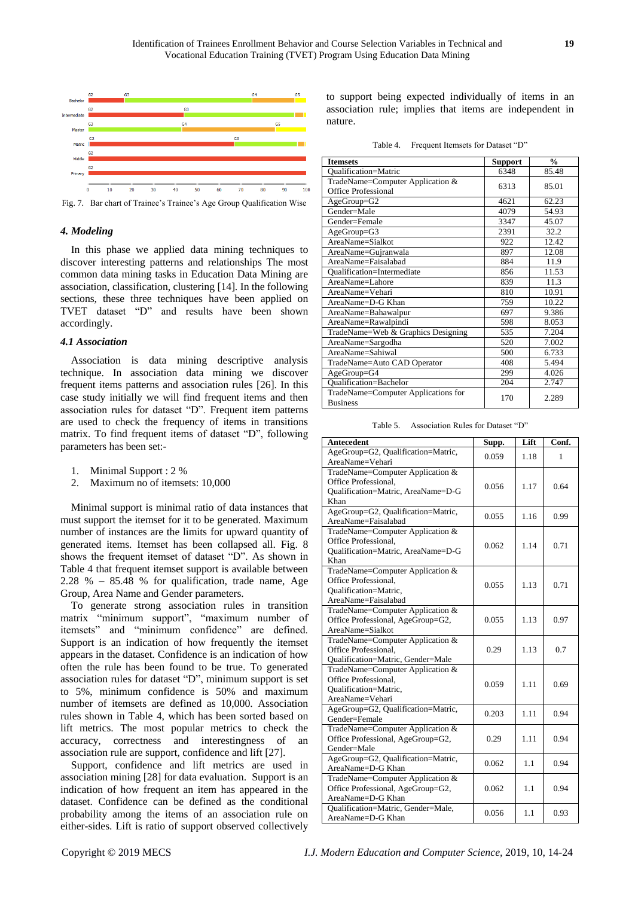Fig. 7. Bar chart of Trainee's Trainee's Age Group Qualification Wise

### 4. Modeling

In this phase we applied data mining techniques to discover interesting patterns and relationships The most common data mining tasks in Education Data Mining are association, classification, clustering [14]. In the following sections, these three techniques have been applied on TVET dataset "D" and results have been shown accordingly.

### 4.1 Association

Association is data mining descriptive analysis technique. In association data mining we discover frequent items patterns and association rules [26]. In this case study initially we will find frequent items and then association rules for dataset "D". Frequent item patterns are used to check the frequency of items in transitions matrix. To find frequent items of dataset "D", following parameters has been set:-

1. Minimal Support : 2 %
2. Maximum no of itemsets: 10,000

Minimal support is minimal ratio of data instances that must support the itemset for it to be generated. Maximum number of instances are the limits for upward quantity of generated items. Itemset has been collapsed all. Fig. 8 shows the frequent itemset of dataset "D". As shown in Table 4 that frequent itemset support is available between 2.28 % – 85.48 % for qualification, trade name, Age Group, Area Name and Gender parameters.

To generate strong association rules in transition matrix "minimum support", "maximum number of itemsets" and "minimum confidence" are defined. Support is an indication of how frequently the itemset appears in the dataset. Confidence is an indication of how often the rule has been found to be true. To generated association rules for dataset "D", minimum support is set to 5%, minimum confidence is 50% and maximum number of itemsets are defined as 10,000. Association rules shown in Table 4, which has been sorted based on lift metrics. The most popular metrics to check the accuracy, correctness and interestingness of an association rule are support, confidence and lift [27].

Support, confidence and lift metrics are used in association mining [28] for data evaluation. Support is an indication of how frequent an item has appeared in the dataset. Confidence can be defined as the conditional probability among the items of an association rule on either-sides. Lift is ratio of support observed collectively to support being expected individually of items in an association rule; implies that items are independent in nature.

Table 4. Frequent Itemsets for Dataset "D"

| Itemsets | Support | % |
|---|---|---|
| Qualification=Matric | 6348 | 85.48 |
| TradeName=Computer Application & Office Professional | 6313 | 85.01 |
| AgeGroup=G2 | 4621 | 62.23 |
| Gender=Male | 4079 | 54.93 |
| Gender=Female | 3347 | 45.07 |
| AgeGroup=G3 | 2391 | 32.2 |
| AreaName=Sialkot | 922 | 12.42 |
| AreaName=Gujranwala | 897 | 12.08 |
| AreaName=Faisalabad | 884 | 11.9 |
| Qualification=Intermediate | 856 | 11.53 |
| AreaName=Lahore | 839 | 11.3 |
| AreaName=Vehari | 810 | 10.91 |
| AreaName=D-G Khan | 759 | 10.22 |
| AreaName=Bahawalpur | 697 | 9.386 |
| AreaName=Rawalpindi | 598 | 8.053 |
| TradeName=Web & Graphics Designing | 535 | 7.204 |
| AreaName=Sargodha | 520 | 7.002 |
| AreaName=Sahiwal | 500 | 6.733 |
| TradeName=Auto CAD Operator | 408 | 5.494 |
| AgeGroup=G4 | 299 | 4.026 |
| Qualification=Bachelor | 204 | 2.747 |
| TradeName=Computer Applications for Business | 170 | 2.289 |

Table 5. Association Rules for Dataset "D"

| Antecedent | Supp. | Lift | Conf. |
|---|---|---|---|
| AgeGroup=G2, Qualification=Matric, AreaName=Vehari | 0.059 | 1.18 | 1 |
| TradeName=Computer Application & Office Professional, Qualification=Matric, AreaName=D-G Khan | 0.056 | 1.17 | 0.64 |
| AgeGroup=G2, Qualification=Matric, AreaName=Faisalabad | 0.055 | 1.16 | 0.99 |
| TradeName=Computer Application & Office Professional, Qualification=Matric, AreaName=D-G Khan | 0.062 | 1.14 | 0.71 |
| TradeName=Computer Application & Office Professional, Qualification=Matric, AreaName=Faisalabad | 0.055 | 1.13 | 0.71 |
| TradeName=Computer Application & Office Professional, AgeGroup=G2, AreaName=Sialkot | 0.055 | 1.13 | 0.97 |
| TradeName=Computer Application & Office Professional, Qualification=Matric, Gender=Male | 0.29 | 1.13 | 0.7 |
| TradeName=Computer Application & Office Professional, Qualification=Matric, AreaName=Vehari | 0.059 | 1.11 | 0.69 |
| AgeGroup=G2, Qualification=Matric, Gender=Female | 0.203 | 1.11 | 0.94 |
| TradeName=Computer Application & Office Professional, AgeGroup=G2, Gender=Male | 0.29 | 1.11 | 0.94 |
| AgeGroup=G2, Qualification=Matric, AreaName=D-G Khan | 0.062 | 1.1 | 0.94 |
| TradeName=Computer Application & Office Professional, AgeGroup=G2, AreaName=D-G Khan | 0.062 | 1.1 | 0.94 |
| Qualification=Matric, Gender=Male, AreaName=D-G Khan | 0.056 | 1.1 | 0.93 |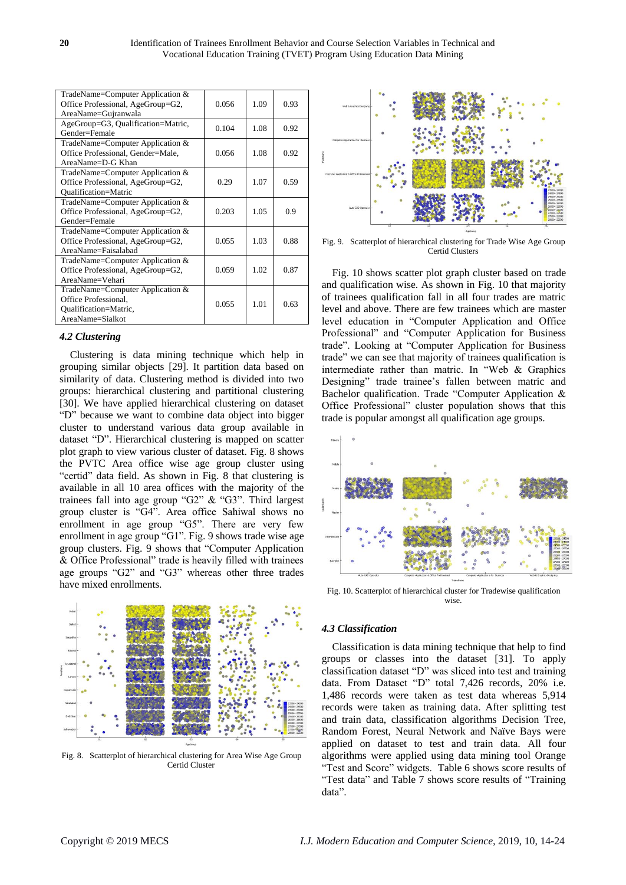| TradeName=Computer Application & Office Professional, AgeGroup=G2, AreaName=Gujranwala | 0.056 | 1.09 | 0.93 |
|---|---|---|---|
| AgeGroup=G3, Qualification=Matric, Gender=Female | 0.104 | 1.08 | 0.92 |
| TradeName=Computer Application & Office Professional, Gender=Male, AreaName=D-G Khan | 0.056 | 1.08 | 0.92 |
| TradeName=Computer Application & Office Professional, AgeGroup=G2, Qualification=Matric | 0.29 | 1.07 | 0.59 |
| TradeName=Computer Application & Office Professional, AgeGroup=G2, Gender=Female | 0.203 | 1.05 | 0.9 |
| TradeName=Computer Application & Office Professional, AgeGroup=G2, AreaName=Faisalabad | 0.055 | 1.03 | 0.88 |
| TradeName=Computer Application & Office Professional, AgeGroup=G2, AreaName=Vehari | 0.059 | 1.02 | 0.87 |
| TradeName=Computer Application & Office Professional, Qualification=Matric, AreaName=Sialkot | 0.055 | 1.01 | 0.63 |

### *4.2 Clustering*

Clustering is data mining technique which help in grouping similar objects [29]. It partition data based on similarity of data. Clustering method is divided into two groups: hierarchical clustering and partitional clustering [30]. We have applied hierarchical clustering on dataset "D" because we want to combine data object into bigger cluster to understand various data group available in dataset "D". Hierarchical clustering is mapped on scatter plot graph to view various cluster of dataset. Fig. 8 shows the PVTC Area office wise age group cluster using "certid" data field. As shown in Fig. 8 that clustering is available in all 10 area offices with the majority of the trainees fall into age group "G2" & "G3". Third largest group cluster is "G4". Area office Sahiwal shows no enrollment in age group "G5". There are very few enrollment in age group "G1". Fig. 9 shows trade wise age group clusters. Fig. 9 shows that "Computer Application & Office Professional" trade is heavily filled with trainees age groups "G2" and "G3" whereas other three trades have mixed enrollments.

Fig. 8. Scatterplot of hierarchical clustering for Area Wise Age Group Certid Cluster

Fig. 9. Scatterplot of hierarchical clustering for Trade Wise Age Group Certid Clusters

Fig. 10 shows scatter plot graph cluster based on trade and qualification wise. As shown in Fig. 10 that majority of trainees qualification fall in all four trades are matric level and above. There are few trainees which are master level education in "Computer Application and Office Professional" and "Computer Application for Business trade". Looking at "Computer Application for Business trade" we can see that majority of trainees qualification is intermediate rather than matric. In "Web & Graphics Designing" trade trainee's fallen between matric and Bachelor qualification. Trade "Computer Application & Office Professional" cluster population shows that this trade is popular amongst all qualification age groups.

Fig. 10. Scatterplot of hierarchical cluster for Tradewise qualification wise.

### *4.3 Classification*

Classification is data mining technique that help to find groups or classes into the dataset [31]. To apply classification dataset "D" was sliced into test and training data. From Dataset "D" total 7,426 records, 20% i.e. 1,486 records were taken as test data whereas 5,914 records were taken as training data. After splitting test and train data, classification algorithms Decision Tree, Random Forest, Neural Network and Naïve Bays were applied on dataset to test and train data. All four algorithms were applied using data mining tool Orange "Test and Score" widgets. Table 6 shows score results of "Test data" and Table 7 shows score results of "Training data".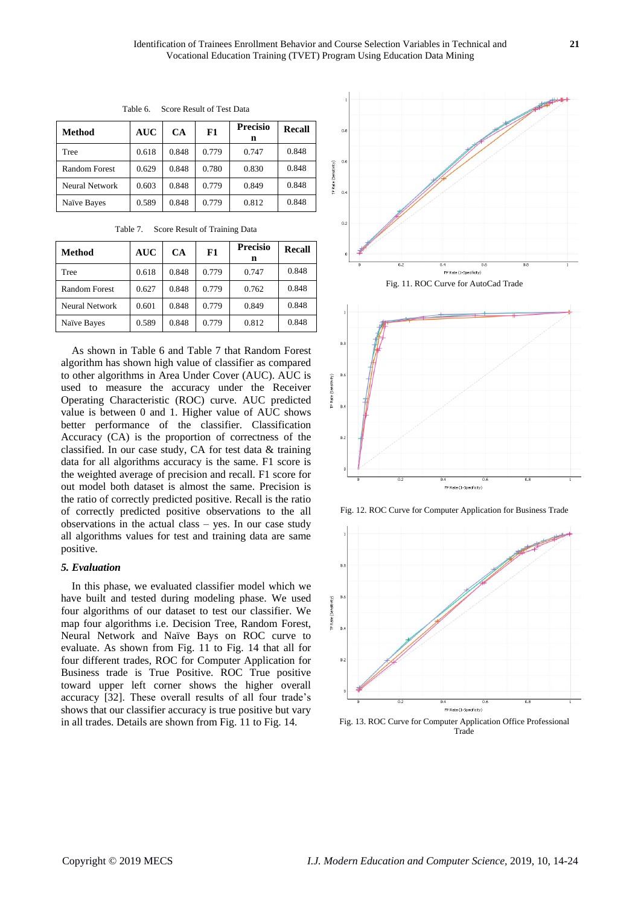Table 6. Score Result of Test Data

| Method | AUC | CA | F1 | Precision | Recall |
|---|---|---|---|---|---|
| Tree | 0.618 | 0.848 | 0.779 | 0.747 | 0.848 |
| Random Forest | 0.629 | 0.848 | 0.780 | 0.830 | 0.848 |
| Neural Network | 0.603 | 0.848 | 0.779 | 0.849 | 0.848 |
| Naïve Bayes | 0.589 | 0.848 | 0.779 | 0.812 | 0.848 |

Table 7. Score Result of Training Data

| Method | AUC | CA | F1 | Precision | Recall |
|---|---|---|---|---|---|
| Tree | 0.618 | 0.848 | 0.779 | 0.747 | 0.848 |
| Random Forest | 0.627 | 0.848 | 0.779 | 0.762 | 0.848 |
| Neural Network | 0.601 | 0.848 | 0.779 | 0.849 | 0.848 |
| Naïve Bayes | 0.589 | 0.848 | 0.779 | 0.812 | 0.848 |

As shown in Table 6 and Table 7 that Random Forest algorithm has shown high value of classifier as compared to other algorithms in Area Under Cover (AUC). AUC is used to measure the accuracy under the Receiver Operating Characteristic (ROC) curve. AUC predicted value is between 0 and 1. Higher value of AUC shows better performance of the classifier. Classification Accuracy (CA) is the proportion of correctness of the classified. In our case study, CA for test data & training data for all algorithms accuracy is the same. F1 score is the weighted average of precision and recall. F1 score for out model both dataset is almost the same. Precision is the ratio of correctly predicted positive. Recall is the ratio of correctly predicted positive observations to the all observations in the actual class – yes. In our case study all algorithms values for test and training data are same positive.

### *5. Evaluation*

In this phase, we evaluated classifier model which we have built and tested during modeling phase. We used four algorithms of our dataset to test our classifier. We map four algorithms i.e. Decision Tree, Random Forest, Neural Network and Naïve Bays on ROC curve to evaluate. As shown from Fig. 11 to Fig. 14 that all for four different trades, ROC for Computer Application for Business trade is True Positive. ROC True positive toward upper left corner shows the higher overall accuracy [32]. These overall results of all four trade's shows that our classifier accuracy is true positive but vary in all trades. Details are shown from Fig. 11 to Fig. 14.

Fig. 11. ROC Curve for AutoCad Trade

Fig. 12. ROC Curve for Computer Application for Business Trade

Fig. 13. ROC Curve for Computer Application Office Professional Trade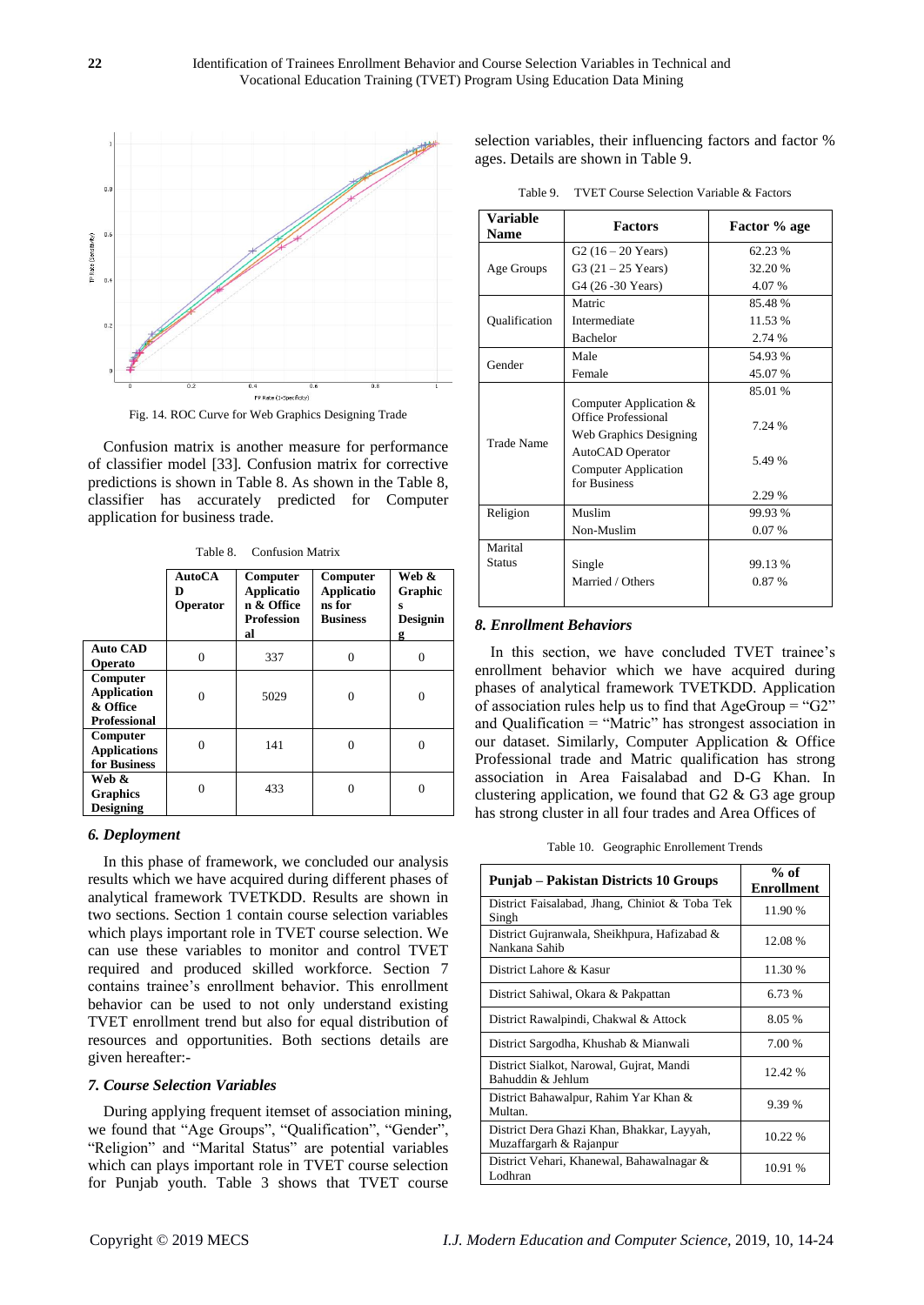Fig. 14. ROC Curve for Web Graphics Designing Trade

Confusion matrix is another measure for performance of classifier model [33]. Confusion matrix for corrective predictions is shown in Table 8. As shown in the Table 8, classifier has accurately predicted for Computer application for business trade.

Table 8. Confusion Matrix

| | AutoCAD Operator | Computer Application & Office Professional | Computer Applications for Business | Web & Graphics Designing |
|---|---|---|---|---|
| **Auto CAD Operato** | 0 | 337 | 0 | 0 |
| **Computer Application & Office Professional** | 0 | 5029 | 0 | 0 |
| **Computer Applications for Business** | 0 | 141 | 0 | 0 |
| **Web & Graphics Designing** | 0 | 433 | 0 | 0 |

### *6. Deployment*

In this phase of framework, we concluded our analysis results which we have acquired during different phases of analytical framework TVETKDD. Results are shown in two sections. Section 1 contain course selection variables which plays important role in TVET course selection. We can use these variables to monitor and control TVET required and produced skilled workforce. Section 7 contains trainee's enrollment behavior. This enrollment behavior can be used to not only understand existing TVET enrollment trend but also for equal distribution of resources and opportunities. Both sections details are given hereafter:-

### *7. Course Selection Variables*

During applying frequent itemset of association mining, we found that "Age Groups", "Qualification", "Gender", "Religion" and "Marital Status" are potential variables which can plays important role in TVET course selection for Punjab youth. Table 3 shows that TVET course selection variables, their influencing factors and factor % ages. Details are shown in Table 9.

Table 9. TVET Course Selection Variable & Factors

| Variable Name | Factors | Factor % age |
|---|---|---|
| Age Groups | G2 (16 – 20 Years) | 62.23 % |
| | G3 (21 – 25 Years) | 32.20 % |
| | G4 (26 -30 Years) | 4.07 % |
| Qualification | Matric | 85.48 % |
| | Intermediate | 11.53 % |
| | Bachelor | 2.74 % |
| Gender | Male | 54.93 % |
| | Female | 45.07 % |
| Trade Name | Computer Application & Office Professional | 85.01 % |
| | Web Graphics Designing | 7.24 % |
| | AutoCAD Operator | 5.49 % |
| | Computer Application for Business | 2.29 % |
| Religion | Muslim | 99.93 % |
| | Non-Muslim | 0.07 % |
| Marital Status | Single | 99.13 % |
| | Married / Others | 0.87 % |

### *8. Enrollment Behaviors*

In this section, we have concluded TVET trainee's enrollment behavior which we have acquired during phases of analytical framework TVETKDD. Application of association rules help us to find that AgeGroup = "G2" and Qualification = "Matric" has strongest association in our dataset. Similarly, Computer Application & Office Professional trade and Matric qualification has strong association in Area Faisalabad and D-G Khan. In clustering application, we found that G2 & G3 age group has strong cluster in all four trades and Area Offices of

Table 10. Geographic Enrollement Trends

| Punjab – Pakistan Districts 10 Groups | % of Enrollment |
|---|---|
| District Faisalabad, Jhang, Chiniot & Toba Tek Singh | 11.90 % |
| District Gujranwala, Sheikhpura, Hafizabad & Nankana Sahib | 12.08 % |
| District Lahore & Kasur | 11.30 % |
| District Sahiwal, Okara & Pakpattan | 6.73 % |
| District Rawalpindi, Chakwal & Attock | 8.05 % |
| District Sargodha, Khushab & Mianwali | 7.00 % |
| District Sialkot, Narowal, Gujrat, Mandi Bahuddin & Jehlum | 12.42 % |
| District Bahawalpur, Rahim Yar Khan & Multan. | 9.39 % |
| District Dera Ghazi Khan, Bhakkar, Layyah, Muzaffargarh & Rajanpur | 10.22 % |
| District Vehari, Khanewal, Bahawalnagar & Lodhran | 10.91 % |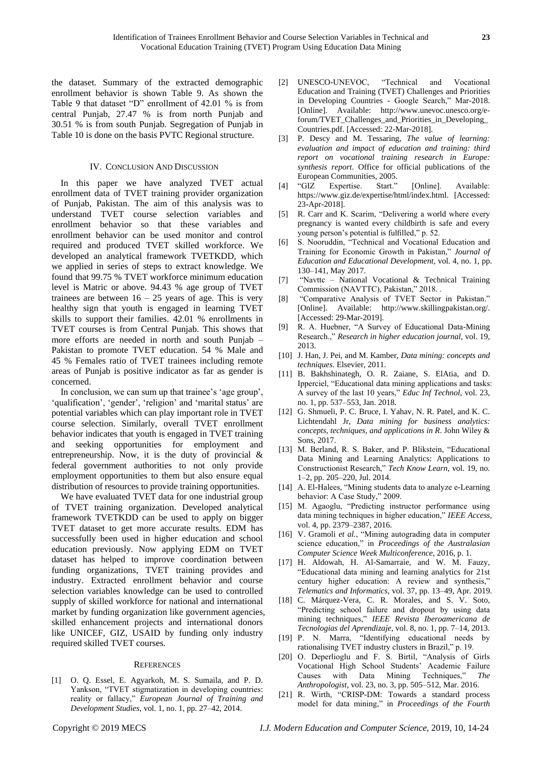the dataset. Summary of the extracted demographic enrollment behavior is shown Table 9. As shown the Table 9 that dataset "D" enrollment of 42.01 % is from central Punjab, 27.47 % is from north Punjab and 30.51 % is from south Punjab. Segregation of Punjab in Table 10 is done on the basis PVTC Regional structure.

## IV. Conclusion And Discussion

In this paper we have analyzed TVET actual enrollment data of TVET training provider organization of Punjab, Pakistan. The aim of this analysis was to understand TVET course selection variables and enrollment behavior so that these variables and enrollment behavior can be used monitor and control required and produced TVET skilled workforce. We developed an analytical framework TVETKDD, which we applied in series of steps to extract knowledge. We found that 99.75 % TVET workforce minimum education level is Matric or above. 94.43 % age group of TVET trainees are between 16 – 25 years of age. This is very healthy sign that youth is engaged in learning TVET skills to support their families. 42.01 % enrollments in TVET courses is from Central Punjab. This shows that more efforts are needed in north and south Punjab – Pakistan to promote TVET education. 54 % Male and 45 % Females ratio of TVET trainees including remote areas of Punjab is positive indicator as far as gender is concerned.

In conclusion, we can sum up that trainee's 'age group', 'qualification', 'gender', 'religion' and 'marital status' are potential variables which can play important role in TVET course selection. Similarly, overall TVET enrollment behavior indicates that youth is engaged in TVET training and seeking opportunities for employment and entrepreneurship. Now, it is the duty of provincial & federal government authorities to not only provide employment opportunities to them but also ensure equal distribution of resources to provide training opportunities.

We have evaluated TVET data for one industrial group of TVET training organization. Developed analytical framework TVETKDD can be used to apply on bigger TVET dataset to get more accurate results. EDM has successfully been used in higher education and school education previously. Now applying EDM on TVET dataset has helped to improve coordination between funding organizations, TVET training provides and industry. Extracted enrollment behavior and course selection variables knowledge can be used to controlled supply of skilled workforce for national and international market by funding organization like government agencies, skilled enhancement projects and international donors like UNICEF, GIZ, USAID by funding only industry required skilled TVET courses.

## References

[1] O. Q. Essel, E. Agyarkoh, M. S. Sumaila, and P. D. Yankson, "TVET stigmatization in developing countries: reality or fallacy," *European Journal of Training and Development Studies*, vol. 1, no. 1, pp. 27–42, 2014.

[2] UNESCO-UNEVOC, "Technical and Vocational Education and Training (TVET) Challenges and Priorities in Developing Countries - Google Search," Mar-2018. [Online]. Available: http://www.unevoc.unesco.org/e-forum/TVET_Challenges_and_Priorities_in_Developing_Countries.pdf. [Accessed: 22-Mar-2018].

[3] P. Descy and M. Tessaring, *The value of learning: evaluation and impact of education and training: third report on vocational training research in Europe: synthesis report*. Office for official publications of the European Communities, 2005.

[4] "GIZ Expertise. Start." [Online]. Available: https://www.giz.de/expertise/html/index.html. [Accessed: 23-Apr-2018].

[5] R. Carr and K. Scarim, "Delivering a world where every pregnancy is wanted every childbirth is safe and every young person's potential is fulfilled," p. 52.

[6] S. Nooruddin, "Technical and Vocational Education and Training for Economic Growth in Pakistan," *Journal of Education and Educational Development*, vol. 4, no. 1, pp. 130–141, May 2017.

[7] "Navttc – National Vocational & Technical Training Commission (NAVTTC), Pakistan," 2018. .

[8] "Comparative Analysis of TVET Sector in Pakistan." [Online]. Available: http://www.skillingpakistan.org/. [Accessed: 29-Mar-2019].

[9] R. A. Huebner, "A Survey of Educational Data-Mining Research.," *Research in higher education journal*, vol. 19, 2013.

[10] J. Han, J. Pei, and M. Kamber, *Data mining: concepts and techniques*. Elsevier, 2011.

[11] B. Bakhshinategh, O. R. Zaiane, S. ElAtia, and D. Ipperciel, "Educational data mining applications and tasks: A survey of the last 10 years," *Educ Inf Technol*, vol. 23, no. 1, pp. 537–553, Jan. 2018.

[12] G. Shmueli, P. C. Bruce, I. Yahav, N. R. Patel, and K. C. Lichtendahl Jr, *Data mining for business analytics: concepts, techniques, and applications in R*. John Wiley & Sons, 2017.

[13] M. Berland, R. S. Baker, and P. Blikstein, "Educational Data Mining and Learning Analytics: Applications to Constructionist Research," *Tech Know Learn*, vol. 19, no. 1–2, pp. 205–220, Jul. 2014.

[14] A. El-Halees, "Mining students data to analyze e-Learning behavior: A Case Study," 2009.

[15] M. Agaoglu, "Predicting instructor performance using data mining techniques in higher education," *IEEE Access*, vol. 4, pp. 2379–2387, 2016.

[16] V. Gramoli *et al.*, "Mining autograding data in computer science education," in *Proceedings of the Australasian Computer Science Week Multiconference*, 2016, p. 1.

[17] H. Aldowah, H. Al-Samarraie, and W. M. Fauzy, "Educational data mining and learning analytics for 21st century higher education: A review and synthesis," *Telematics and Informatics*, vol. 37, pp. 13–49, Apr. 2019.

[18] C. Márquez-Vera, C. R. Morales, and S. V. Soto, "Predicting school failure and dropout by using data mining techniques," *IEEE Revista Iberoamericana de Tecnologias del Aprendizaje*, vol. 8, no. 1, pp. 7–14, 2013.

[19] P. N. Marra, "Identifying educational needs by rationalising TVET industry clusters in Brazil," p. 19.

[20] O. Deperlioglu and F. S. Birtil, "Analysis of Girls Vocational High School Students' Academic Failure Causes with Data Mining Techniques," *The Anthropologist*, vol. 23, no. 3, pp. 505–512, Mar. 2016.

[21] R. Wirth, "CRISP-DM: Towards a standard process model for data mining," in *Proceedings of the Fourth*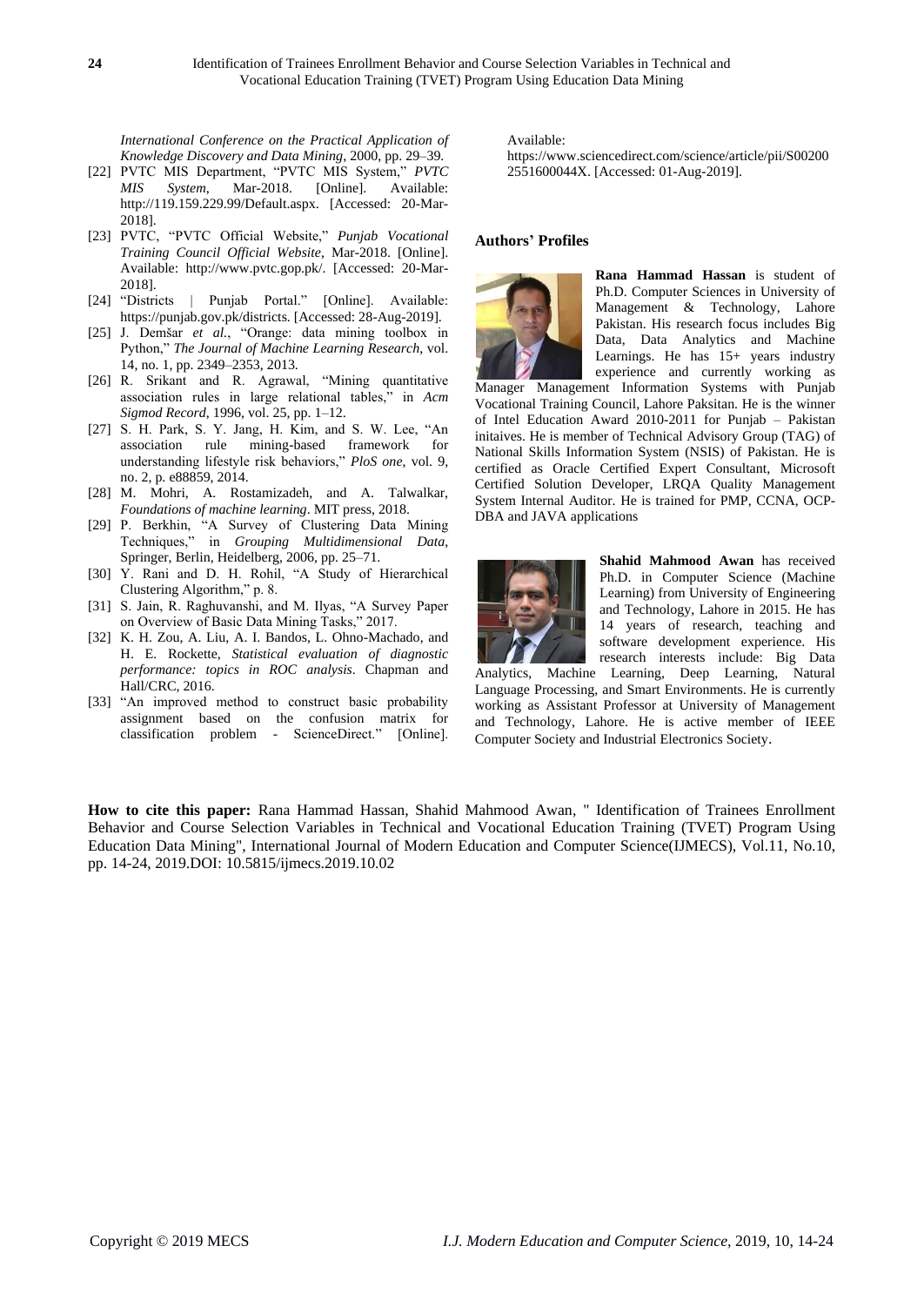*International Conference on the Practical Application of Knowledge Discovery and Data Mining*, 2000, pp. 29–39.

[22] PVTC MIS Department, "PVTC MIS System," *PVTC MIS System*, Mar-2018. [Online]. Available: http://119.159.229.99/Default.aspx. [Accessed: 20-Mar-2018].

[23] PVTC, "PVTC Official Website," *Punjab Vocational Training Council Official Website*, Mar-2018. [Online]. Available: http://www.pvtc.gop.pk/. [Accessed: 20-Mar-2018].

[24] "Districts | Punjab Portal." [Online]. Available: https://punjab.gov.pk/districts. [Accessed: 28-Aug-2019].

[25] J. Demšar *et al.*, "Orange: data mining toolbox in Python," *The Journal of Machine Learning Research*, vol. 14, no. 1, pp. 2349–2353, 2013.

[26] R. Srikant and R. Agrawal, "Mining quantitative association rules in large relational tables," in *Acm Sigmod Record*, 1996, vol. 25, pp. 1–12.

[27] S. H. Park, S. Y. Jang, H. Kim, and S. W. Lee, "An association rule mining-based framework for understanding lifestyle risk behaviors," *PloS one*, vol. 9, no. 2, p. e88859, 2014.

[28] M. Mohri, A. Rostamizadeh, and A. Talwalkar, *Foundations of machine learning*. MIT press, 2018.

[29] P. Berkhin, "A Survey of Clustering Data Mining Techniques," in *Grouping Multidimensional Data*, Springer, Berlin, Heidelberg, 2006, pp. 25–71.

[30] Y. Rani and D. H. Rohil, "A Study of Hierarchical Clustering Algorithm," p. 8.

[31] S. Jain, R. Raghuvanshi, and M. Ilyas, "A Survey Paper on Overview of Basic Data Mining Tasks," 2017.

[32] K. H. Zou, A. Liu, A. I. Bandos, L. Ohno-Machado, and H. E. Rockette, *Statistical evaluation of diagnostic performance: topics in ROC analysis*. Chapman and Hall/CRC, 2016.

[33] "An improved method to construct basic probability assignment based on the confusion matrix for classification problem - ScienceDirect." [Online]. Available: https://www.sciencedirect.com/science/article/pii/S002002551600044X. [Accessed: 01-Aug-2019].

## Authors' Profiles

**Rana Hammad Hassan** is student of Ph.D. Computer Sciences in University of Management & Technology, Lahore Pakistan. His research focus includes Big Data, Data Analytics and Machine Learnings. He has 15+ years industry experience and currently working as Manager Management Information Systems with Punjab Vocational Training Council, Lahore Paksitan. He is the winner of Intel Education Award 2010-2011 for Punjab – Pakistan initaives. He is member of Technical Advisory Group (TAG) of National Skills Information System (NSIS) of Pakistan. He is certified as Oracle Certified Expert Consultant, Microsoft Certified Solution Developer, LRQA Quality Management System Internal Auditor. He is trained for PMP, CCNA, OCP-DBA and JAVA applications

**Shahid Mahmood Awan** has received Ph.D. in Computer Science (Machine Learning) from University of Engineering and Technology, Lahore in 2015. He has 14 years of research, teaching and software development experience. His research interests include: Big Data Analytics, Machine Learning, Deep Learning, Natural Language Processing, and Smart Environments. He is currently working as Assistant Professor at University of Management and Technology, Lahore. He is active member of IEEE Computer Society and Industrial Electronics Society.

**How to cite this paper:** Rana Hammad Hassan, Shahid Mahmood Awan, " Identification of Trainees Enrollment Behavior and Course Selection Variables in Technical and Vocational Education Training (TVET) Program Using Education Data Mining", International Journal of Modern Education and Computer Science(IJMECS), Vol.11, No.10, pp. 14-24, 2019.DOI: 10.5815/ijmecs.2019.10.02